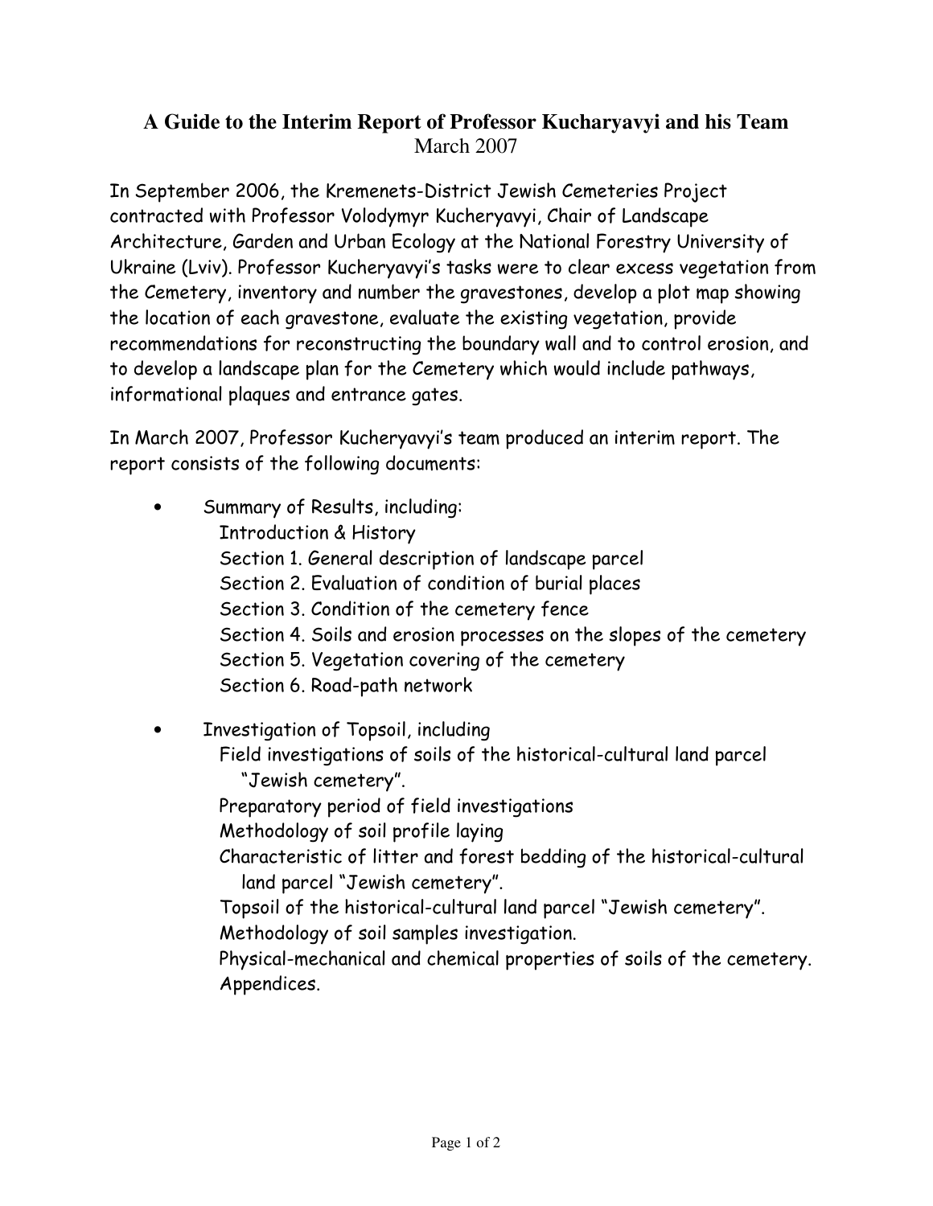# A Guide to the Interim Report of Professor Kucharyavyi and his Team

March 2007

In September 2006, the Kremenets-District Jewish Cemeteries Project contracted with Professor Volodymyr Kucheryavyi, Chair of Landscape Architecture, Garden and Urban Ecology at the National Forestry University of Ukraine (Lviv). Professor Kucheryavyi's tasks were to clear excess vegetation from the Cemetery, inventory and number the gravestones, develop a plot map showing the location of each gravestone, evaluate the existing vegetation, provide recommendations for reconstructing the boundary wall and to control erosion, and to develop a landscape plan for the Cemetery which would include pathways, informational plaques and entrance gates.

In March 2007, Professor Kucheryavyi's team produced an interim report. The report consists of the following documents:

- Summary of Results, including:
  - Introduction & History
  - Section 1. General description of landscape parcel
  - Section 2. Evaluation of condition of burial places
  - Section 3. Condition of the cemetery fence
  - Section 4. Soils and erosion processes on the slopes of the cemetery
  - Section 5. Vegetation covering of the cemetery
  - Section 6. Road-path network
- Investigation of Topsoil, including
  - Field investigations of soils of the historical-cultural land parcel "Jewish cemetery".
  - Preparatory period of field investigations
  - Methodology of soil profile laying
  - Characteristic of litter and forest bedding of the historical-cultural land parcel "Jewish cemetery".
  - Topsoil of the historical-cultural land parcel "Jewish cemetery".
  - Methodology of soil samples investigation.
  - Physical-mechanical and chemical properties of soils of the cemetery.
  - Appendices.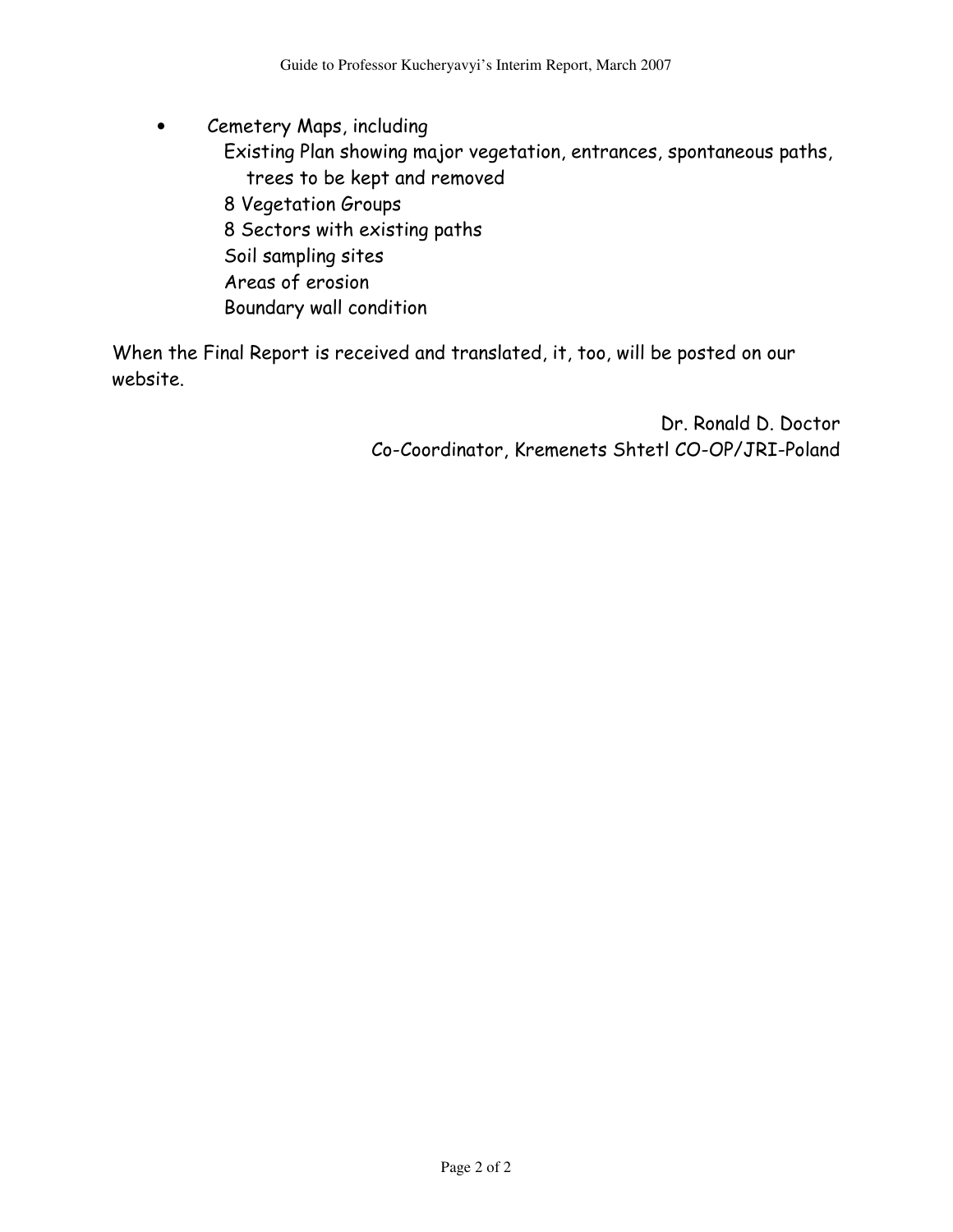- Cemetery Maps, including
  - Existing Plan showing major vegetation, entrances, spontaneous paths, trees to be kept and removed
  - 8 Vegetation Groups
  - 8 Sectors with existing paths
  - Soil sampling sites
  - Areas of erosion
  - Boundary wall condition

When the Final Report is received and translated, it, too, will be posted on our website.

Dr. Ronald D. Doctor
Co-Coordinator, Kremenets Shtetl CO-OP/JRI-Poland